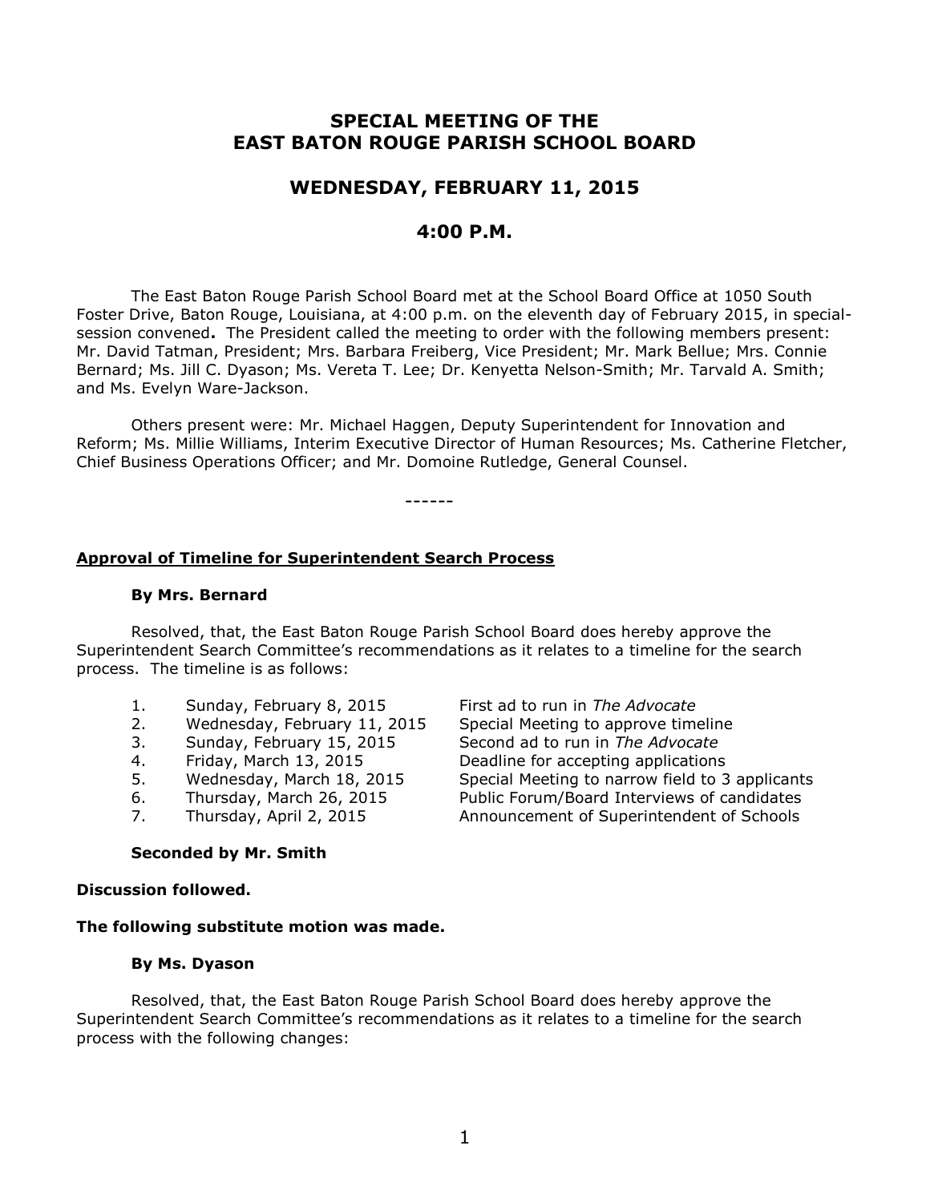# SPECIAL MEETING OF THE EAST BATON ROUGE PARISH SCHOOL BOARD

## WEDNESDAY, FEBRUARY 11, 2015

## 4:00 P.M.

The East Baton Rouge Parish School Board met at the School Board Office at 1050 South Foster Drive, Baton Rouge, Louisiana, at 4:00 p.m. on the eleventh day of February 2015, in special-session convened**.** The President called the meeting to order with the following members present: Mr. David Tatman, President; Mrs. Barbara Freiberg, Vice President; Mr. Mark Bellue; Mrs. Connie Bernard; Ms. Jill C. Dyason; Ms. Vereta T. Lee; Dr. Kenyetta Nelson-Smith; Mr. Tarvald A. Smith; and Ms. Evelyn Ware-Jackson.

Others present were: Mr. Michael Haggen, Deputy Superintendent for Innovation and Reform; Ms. Millie Williams, Interim Executive Director of Human Resources; Ms. Catherine Fletcher, Chief Business Operations Officer; and Mr. Domoine Rutledge, General Counsel.

------

**<u>Approval of Timeline for Superintendent Search Process</u>**

**By Mrs. Bernard**

Resolved, that, the East Baton Rouge Parish School Board does hereby approve the Superintendent Search Committee's recommendations as it relates to a timeline for the search process. The timeline is as follows:

1. Sunday, February 8, 2015 — First ad to run in *The Advocate*
2. Wednesday, February 11, 2015 — Special Meeting to approve timeline
3. Sunday, February 15, 2015 — Second ad to run in *The Advocate*
4. Friday, March 13, 2015 — Deadline for accepting applications
5. Wednesday, March 18, 2015 — Special Meeting to narrow field to 3 applicants
6. Thursday, March 26, 2015 — Public Forum/Board Interviews of candidates
7. Thursday, April 2, 2015 — Announcement of Superintendent of Schools

**Seconded by Mr. Smith**

**Discussion followed.**

**The following substitute motion was made.**

**By Ms. Dyason**

Resolved, that, the East Baton Rouge Parish School Board does hereby approve the Superintendent Search Committee's recommendations as it relates to a timeline for the search process with the following changes: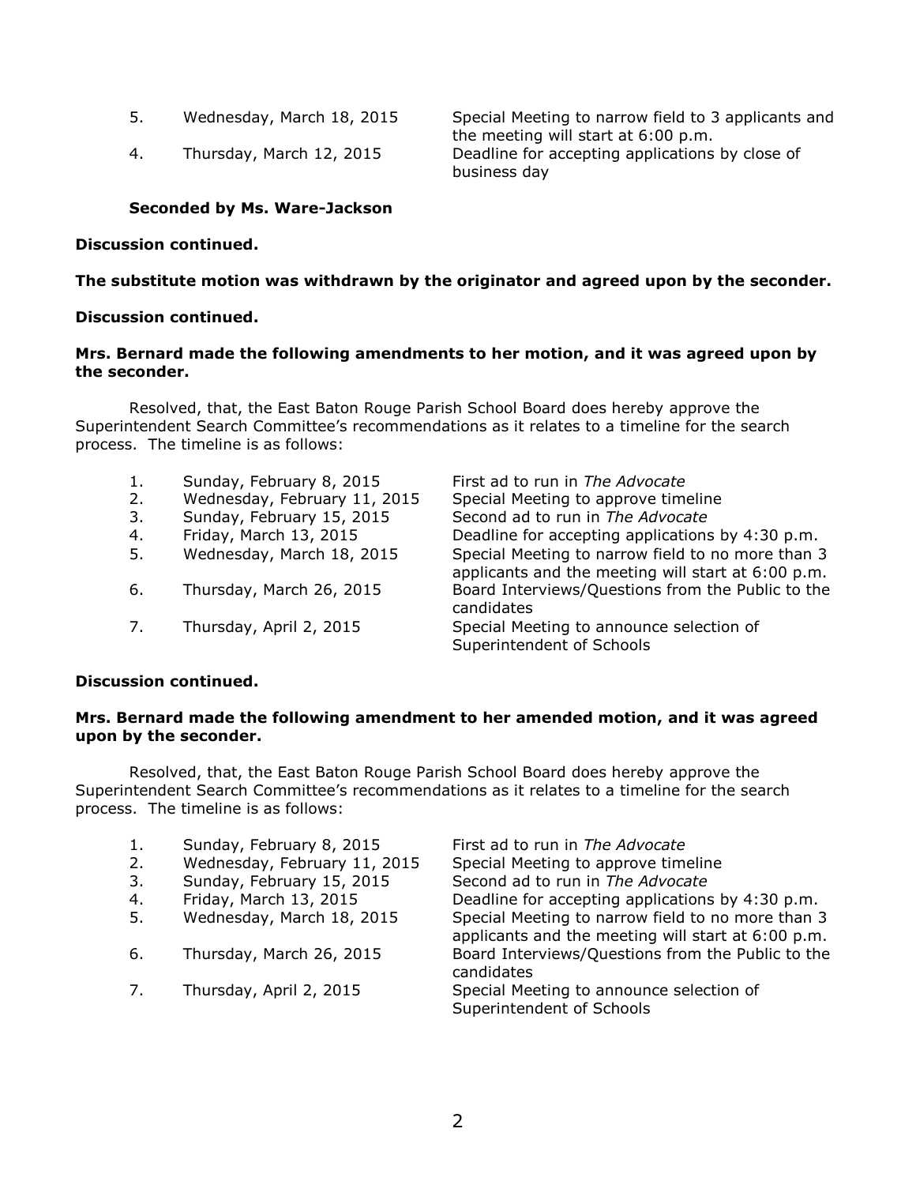| | | |
|---|---|---|
| 5. | Wednesday, March 18, 2015 | Special Meeting to narrow field to 3 applicants and the meeting will start at 6:00 p.m. |
| 4. | Thursday, March 12, 2015 | Deadline for accepting applications by close of business day |

**Seconded by Ms. Ware-Jackson**

**Discussion continued.**

**The substitute motion was withdrawn by the originator and agreed upon by the seconder.**

**Discussion continued.**

**Mrs. Bernard made the following amendments to her motion, and it was agreed upon by the seconder.**

Resolved, that, the East Baton Rouge Parish School Board does hereby approve the Superintendent Search Committee's recommendations as it relates to a timeline for the search process. The timeline is as follows:

| | | |
|---|---|---|
| 1. | Sunday, February 8, 2015 | First ad to run in *The Advocate* |
| 2. | Wednesday, February 11, 2015 | Special Meeting to approve timeline |
| 3. | Sunday, February 15, 2015 | Second ad to run in *The Advocate* |
| 4. | Friday, March 13, 2015 | Deadline for accepting applications by 4:30 p.m. |
| 5. | Wednesday, March 18, 2015 | Special Meeting to narrow field to no more than 3 applicants and the meeting will start at 6:00 p.m. |
| 6. | Thursday, March 26, 2015 | Board Interviews/Questions from the Public to the candidates |
| 7. | Thursday, April 2, 2015 | Special Meeting to announce selection of Superintendent of Schools |

**Discussion continued.**

**Mrs. Bernard made the following amendment to her amended motion, and it was agreed upon by the seconder.**

Resolved, that, the East Baton Rouge Parish School Board does hereby approve the Superintendent Search Committee's recommendations as it relates to a timeline for the search process. The timeline is as follows:

| | | |
|---|---|---|
| 1. | Sunday, February 8, 2015 | First ad to run in *The Advocate* |
| 2. | Wednesday, February 11, 2015 | Special Meeting to approve timeline |
| 3. | Sunday, February 15, 2015 | Second ad to run in *The Advocate* |
| 4. | Friday, March 13, 2015 | Deadline for accepting applications by 4:30 p.m. |
| 5. | Wednesday, March 18, 2015 | Special Meeting to narrow field to no more than 3 applicants and the meeting will start at 6:00 p.m. |
| 6. | Thursday, March 26, 2015 | Board Interviews/Questions from the Public to the candidates |
| 7. | Thursday, April 2, 2015 | Special Meeting to announce selection of Superintendent of Schools |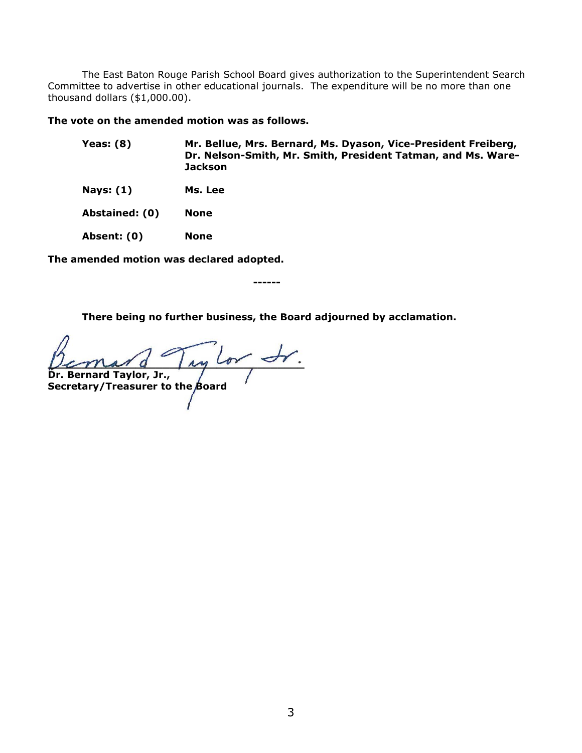The East Baton Rouge Parish School Board gives authorization to the Superintendent Search Committee to advertise in other educational journals. The expenditure will be no more than one thousand dollars ($1,000.00).

**The vote on the amended motion was as follows.**

| | |
|---|---|
| **Yeas: (8)** | **Mr. Bellue, Mrs. Bernard, Ms. Dyason, Vice-President Freiberg, Dr. Nelson-Smith, Mr. Smith, President Tatman, and Ms. Ware-Jackson** |
| **Nays: (1)** | **Ms. Lee** |
| **Abstained: (0)** | **None** |
| **Absent: (0)** | **None** |

**The amended motion was declared adopted.**

------

**There being no further business, the Board adjourned by acclamation.**

**Dr. Bernard Taylor, Jr.,**
**Secretary/Treasurer to the Board**